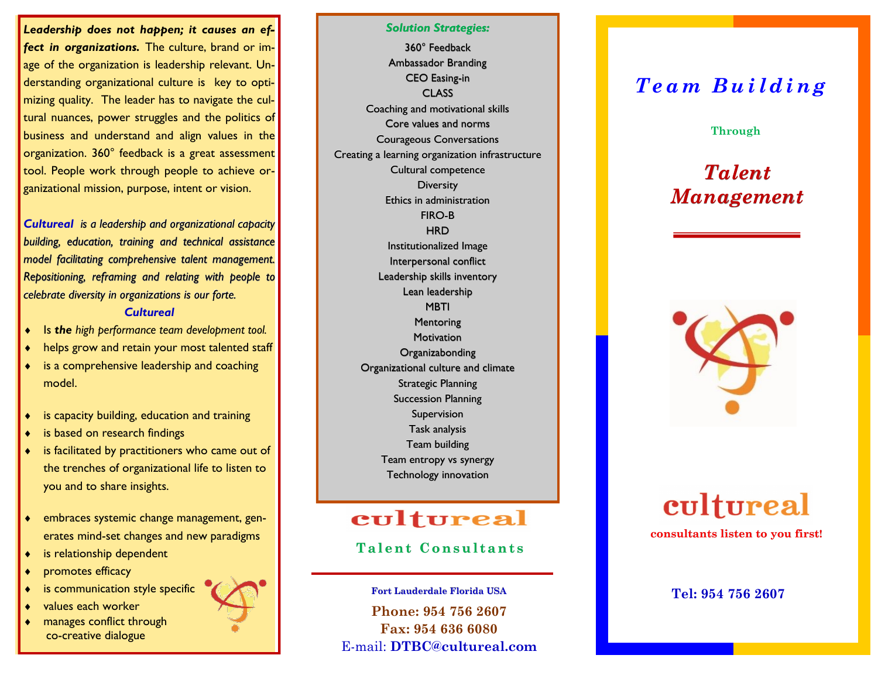***Leadership does not happen; it causes an effect in organizations.*** The culture, brand or image of the organization is leadership relevant. Understanding organizational culture is key to optimizing quality. The leader has to navigate the cultural nuances, power struggles and the politics of business and understand and align values in the organization. 360° feedback is a great assessment tool. People work through people to achieve organizational mission, purpose, intent or vision.

***Cultureal*** *is a leadership and organizational capacity building, education, training and technical assistance model facilitating comprehensive talent management. Repositioning, reframing and relating with people to celebrate diversity in organizations is our forte.*

***Cultureal***

- Is ***the*** *high performance team development tool.*
- helps grow and retain your most talented staff
- is a comprehensive leadership and coaching model.
- is capacity building, education and training
- is based on research findings
- is facilitated by practitioners who came out of the trenches of organizational life to listen to you and to share insights.
- embraces systemic change management, generates mind-set changes and new paradigms
- is relationship dependent
- promotes efficacy
- is communication style specific
- values each worker
- manages conflict through co-creative dialogue

***Solution Strategies:***

360° Feedback
Ambassador Branding
CEO Easing-in
CLASS
Coaching and motivational skills
Core values and norms
Courageous Conversations
Creating a learning organization infrastructure
Cultural competence
Diversity
Ethics in administration
FIRO-B
HRD
Institutionalized Image
Interpersonal conflict
Leadership skills inventory
Lean leadership
MBTI
Mentoring
Motivation
Organizabonding
Organizational culture and climate
Strategic Planning
Succession Planning
Supervision
Task analysis
Team building
Team entropy vs synergy
Technology innovation

**cultureal**

**Talent Consultants**

**Fort Lauderdale Florida USA**

**Phone: 954 756 2607**
**Fax: 954 636 6080**
E-mail: **DTBC@cultureal.com**

# *Team Building*

**Through**

# *Talent Management*

**cultureal**

**consultants listen to you first!**

**Tel: 954 756 2607**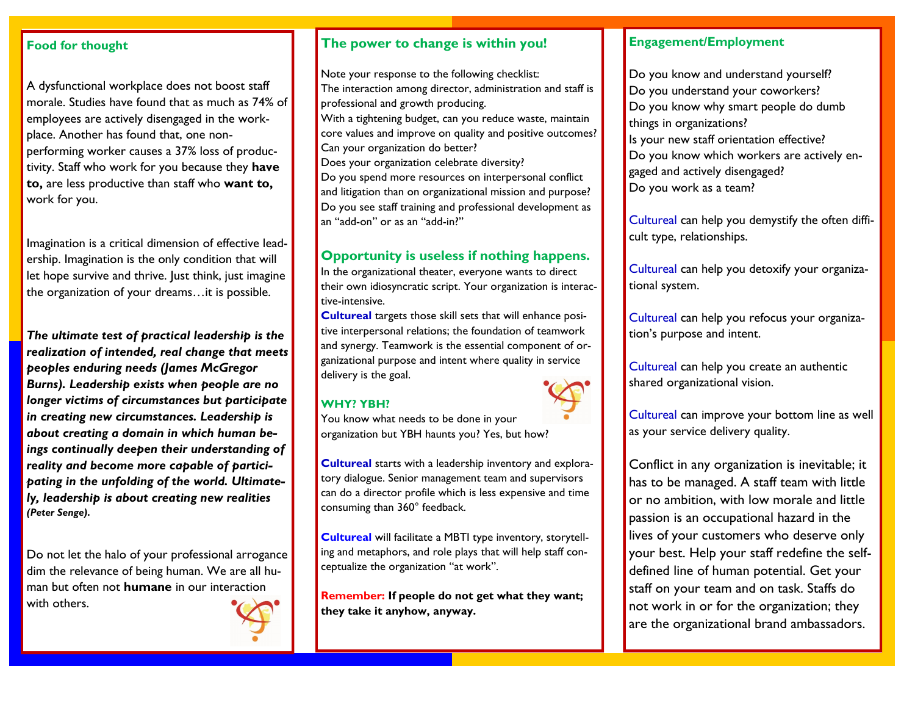## Food for thought

A dysfunctional workplace does not boost staff morale. Studies have found that as much as 74% of employees are actively disengaged in the workplace. Another has found that, one non-performing worker causes a 37% loss of productivity. Staff who work for you because they **have to,** are less productive than staff who **want to,** work for you.

Imagination is a critical dimension of effective leadership. Imagination is the only condition that will let hope survive and thrive. Just think, just imagine the organization of your dreams…it is possible.

***The ultimate test of practical leadership is the realization of intended, real change that meets peoples enduring needs (James McGregor Burns). Leadership exists when people are no longer victims of circumstances but participate in creating new circumstances. Leadership is about creating a domain in which human beings continually deepen their understanding of reality and become more capable of participating in the unfolding of the world. Ultimately, leadership is about creating new realities (Peter Senge).***

Do not let the halo of your professional arrogance dim the relevance of being human. We are all human but often not **humane** in our interaction with others.

## The power to change is within you!

Note your response to the following checklist:
The interaction among director, administration and staff is professional and growth producing.
With a tightening budget, can you reduce waste, maintain core values and improve on quality and positive outcomes?
Can your organization do better?
Does your organization celebrate diversity?
Do you spend more resources on interpersonal conflict and litigation than on organizational mission and purpose?
Do you see staff training and professional development as an "add-on" or as an "add-in?"

## Opportunity is useless if nothing happens.

In the organizational theater, everyone wants to direct their own idiosyncratic script. Your organization is interactive-intensive.
**Cultureal** targets those skill sets that will enhance positive interpersonal relations; the foundation of teamwork and synergy. Teamwork is the essential component of organizational purpose and intent where quality in service delivery is the goal.

### WHY? YBH?

You know what needs to be done in your organization but YBH haunts you? Yes, but how?

**Cultureal** starts with a leadership inventory and exploratory dialogue. Senior management team and supervisors can do a director profile which is less expensive and time consuming than 360° feedback.

**Cultureal** will facilitate a MBTI type inventory, storytelling and metaphors, and role plays that will help staff conceptualize the organization "at work".

**Remember: If people do not get what they want; they take it anyhow, anyway.**

## Engagement/Employment

Do you know and understand yourself?
Do you understand your coworkers?
Do you know why smart people do dumb things in organizations?
Is your new staff orientation effective?
Do you know which workers are actively engaged and actively disengaged?
Do you work as a team?

Cultureal can help you demystify the often difficult type, relationships.

Cultureal can help you detoxify your organizational system.

Cultureal can help you refocus your organization's purpose and intent.

Cultureal can help you create an authentic shared organizational vision.

Cultureal can improve your bottom line as well as your service delivery quality.

Conflict in any organization is inevitable; it has to be managed. A staff team with little or no ambition, with low morale and little passion is an occupational hazard in the lives of your customers who deserve only your best. Help your staff redefine the self-defined line of human potential. Get your staff on your team and on task. Staffs do not work in or for the organization; they are the organizational brand ambassadors.